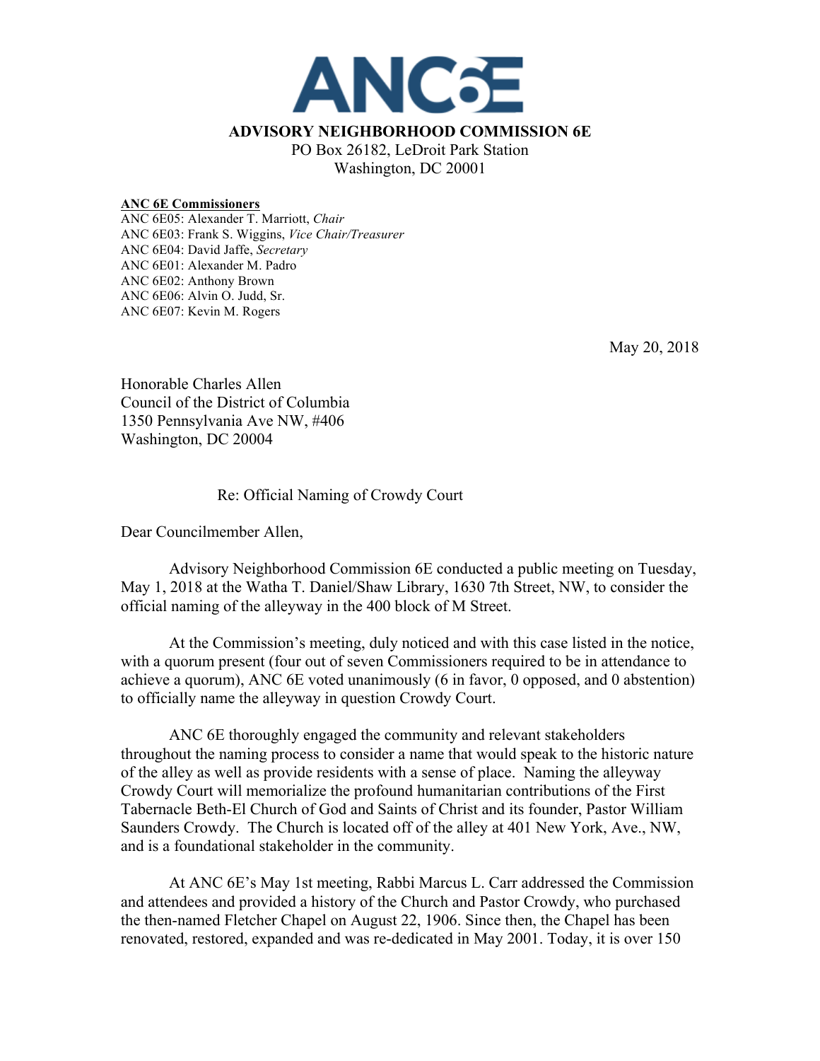# ANC6E

**ADVISORY NEIGHBORHOOD COMMISSION 6E**
PO Box 26182, LeDroit Park Station
Washington, DC 20001

**ANC 6E Commissioners**
ANC 6E05: Alexander T. Marriott, *Chair*
ANC 6E03: Frank S. Wiggins, *Vice Chair/Treasurer*
ANC 6E04: David Jaffe, *Secretary*
ANC 6E01: Alexander M. Padro
ANC 6E02: Anthony Brown
ANC 6E06: Alvin O. Judd, Sr.
ANC 6E07: Kevin M. Rogers

May 20, 2018

Honorable Charles Allen
Council of the District of Columbia
1350 Pennsylvania Ave NW, #406
Washington, DC 20004

Re: Official Naming of Crowdy Court

Dear Councilmember Allen,

Advisory Neighborhood Commission 6E conducted a public meeting on Tuesday, May 1, 2018 at the Watha T. Daniel/Shaw Library, 1630 7th Street, NW, to consider the official naming of the alleyway in the 400 block of M Street.

At the Commission's meeting, duly noticed and with this case listed in the notice, with a quorum present (four out of seven Commissioners required to be in attendance to achieve a quorum), ANC 6E voted unanimously (6 in favor, 0 opposed, and 0 abstention) to officially name the alleyway in question Crowdy Court.

ANC 6E thoroughly engaged the community and relevant stakeholders throughout the naming process to consider a name that would speak to the historic nature of the alley as well as provide residents with a sense of place. Naming the alleyway Crowdy Court will memorialize the profound humanitarian contributions of the First Tabernacle Beth-El Church of God and Saints of Christ and its founder, Pastor William Saunders Crowdy. The Church is located off of the alley at 401 New York, Ave., NW, and is a foundational stakeholder in the community.

At ANC 6E's May 1st meeting, Rabbi Marcus L. Carr addressed the Commission and attendees and provided a history of the Church and Pastor Crowdy, who purchased the then-named Fletcher Chapel on August 22, 1906. Since then, the Chapel has been renovated, restored, expanded and was re-dedicated in May 2001. Today, it is over 150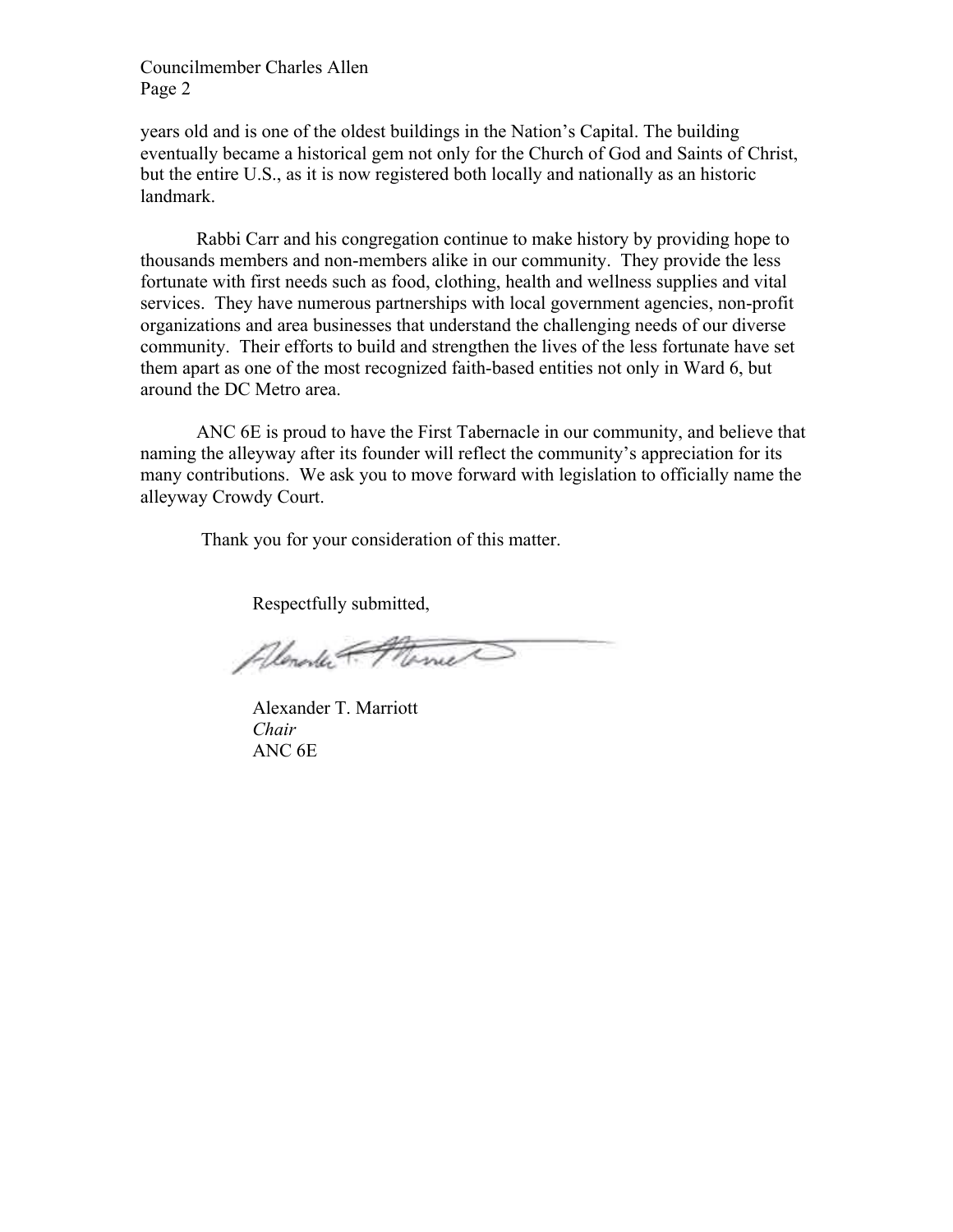years old and is one of the oldest buildings in the Nation's Capital. The building eventually became a historical gem not only for the Church of God and Saints of Christ, but the entire U.S., as it is now registered both locally and nationally as an historic landmark.

Rabbi Carr and his congregation continue to make history by providing hope to thousands members and non-members alike in our community. They provide the less fortunate with first needs such as food, clothing, health and wellness supplies and vital services. They have numerous partnerships with local government agencies, non-profit organizations and area businesses that understand the challenging needs of our diverse community. Their efforts to build and strengthen the lives of the less fortunate have set them apart as one of the most recognized faith-based entities not only in Ward 6, but around the DC Metro area.

ANC 6E is proud to have the First Tabernacle in our community, and believe that naming the alleyway after its founder will reflect the community's appreciation for its many contributions. We ask you to move forward with legislation to officially name the alleyway Crowdy Court.

Thank you for your consideration of this matter.

Respectfully submitted,

Alexander T. Marriott
*Chair*
ANC 6E